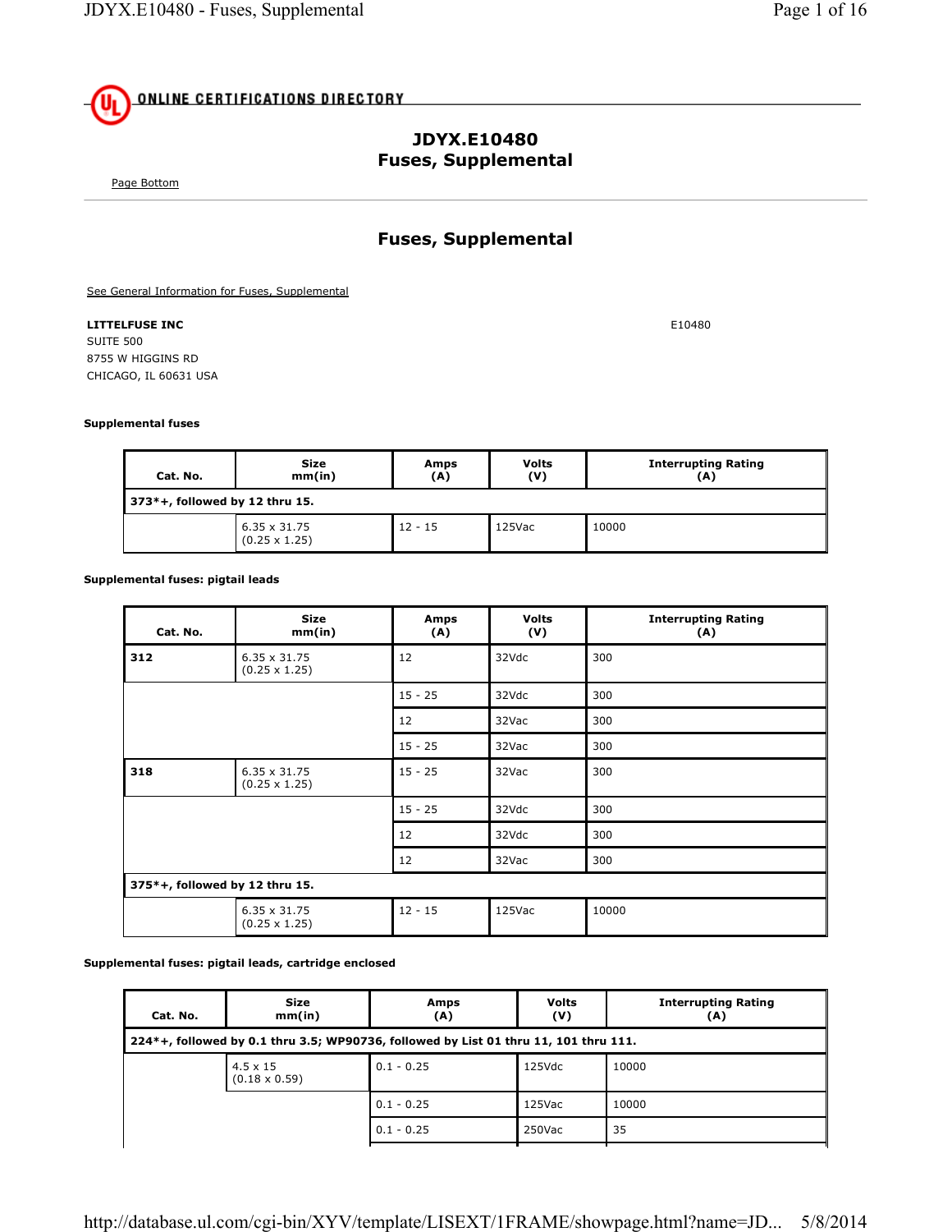![UL Online Certifications Directory]

# JDYX.E10480
# Fuses, Supplemental

Page Bottom

## Fuses, Supplemental

See General Information for Fuses, Supplemental

**LITTELFUSE INC**
SUITE 500
8755 W HIGGINS RD
CHICAGO, IL 60631 USA

E10480

**Supplemental fuses**

| Cat. No. | Size mm(in) | Amps (A) | Volts (V) | Interrupting Rating (A) |
|---|---|---|---|---|
| **373*+, followed by 12 thru 15.** | | | | |
| | 6.35 x 31.75 (0.25 x 1.25) | 12 - 15 | 125Vac | 10000 |

**Supplemental fuses: pigtail leads**

| Cat. No. | Size mm(in) | Amps (A) | Volts (V) | Interrupting Rating (A) |
|---|---|---|---|---|
| **312** | 6.35 x 31.75 (0.25 x 1.25) | 12 | 32Vdc | 300 |
| | | 15 - 25 | 32Vdc | 300 |
| | | 12 | 32Vac | 300 |
| | | 15 - 25 | 32Vac | 300 |
| **318** | 6.35 x 31.75 (0.25 x 1.25) | 15 - 25 | 32Vac | 300 |
| | | 15 - 25 | 32Vdc | 300 |
| | | 12 | 32Vdc | 300 |
| | | 12 | 32Vac | 300 |
| **375*+, followed by 12 thru 15.** | | | | |
| | 6.35 x 31.75 (0.25 x 1.25) | 12 - 15 | 125Vac | 10000 |

**Supplemental fuses: pigtail leads, cartridge enclosed**

| Cat. No. | Size mm(in) | Amps (A) | Volts (V) | Interrupting Rating (A) |
|---|---|---|---|---|
| **224*+, followed by 0.1 thru 3.5; WP90736, followed by List 01 thru 11, 101 thru 111.** | | | | |
| | 4.5 x 15 (0.18 x 0.59) | 0.1 - 0.25 | 125Vdc | 10000 |
| | | 0.1 - 0.25 | 125Vac | 10000 |
| | | 0.1 - 0.25 | 250Vac | 35 |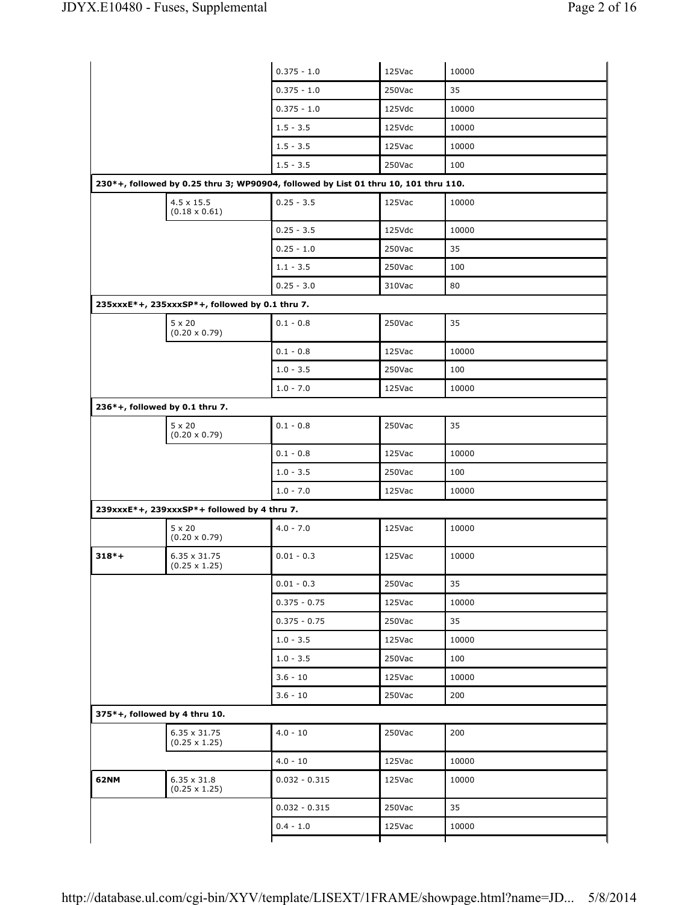| | | | | |
|---|---|---|---|---|
| | | 0.375 - 1.0 | 125Vac | 10000 |
| | | 0.375 - 1.0 | 250Vac | 35 |
| | | 0.375 - 1.0 | 125Vdc | 10000 |
| | | 1.5 - 3.5 | 125Vdc | 10000 |
| | | 1.5 - 3.5 | 125Vac | 10000 |
| | | 1.5 - 3.5 | 250Vac | 100 |
| **230*+, followed by 0.25 thru 3; WP90904, followed by List 01 thru 10, 101 thru 110.** | | | | |
| | 4.5 x 15.5 (0.18 x 0.61) | 0.25 - 3.5 | 125Vac | 10000 |
| | | 0.25 - 3.5 | 125Vdc | 10000 |
| | | 0.25 - 1.0 | 250Vac | 35 |
| | | 1.1 - 3.5 | 250Vac | 100 |
| | | 0.25 - 3.0 | 310Vac | 80 |
| **235xxxE*+, 235xxxSP*+, followed by 0.1 thru 7.** | | | | |
| | 5 x 20 (0.20 x 0.79) | 0.1 - 0.8 | 250Vac | 35 |
| | | 0.1 - 0.8 | 125Vac | 10000 |
| | | 1.0 - 3.5 | 250Vac | 100 |
| | | 1.0 - 7.0 | 125Vac | 10000 |
| **236*+, followed by 0.1 thru 7.** | | | | |
| | 5 x 20 (0.20 x 0.79) | 0.1 - 0.8 | 250Vac | 35 |
| | | 0.1 - 0.8 | 125Vac | 10000 |
| | | 1.0 - 3.5 | 250Vac | 100 |
| | | 1.0 - 7.0 | 125Vac | 10000 |
| **239xxxE*+, 239xxxSP*+ followed by 4 thru 7.** | | | | |
| | 5 x 20 (0.20 x 0.79) | 4.0 - 7.0 | 125Vac | 10000 |
| **318*+** | 6.35 x 31.75 (0.25 x 1.25) | 0.01 - 0.3 | 125Vac | 10000 |
| | | 0.01 - 0.3 | 250Vac | 35 |
| | | 0.375 - 0.75 | 125Vac | 10000 |
| | | 0.375 - 0.75 | 250Vac | 35 |
| | | 1.0 - 3.5 | 125Vac | 10000 |
| | | 1.0 - 3.5 | 250Vac | 100 |
| | | 3.6 - 10 | 125Vac | 10000 |
| | | 3.6 - 10 | 250Vac | 200 |
| **375*+, followed by 4 thru 10.** | | | | |
| | 6.35 x 31.75 (0.25 x 1.25) | 4.0 - 10 | 250Vac | 200 |
| | | 4.0 - 10 | 125Vac | 10000 |
| **62NM** | 6.35 x 31.8 (0.25 x 1.25) | 0.032 - 0.315 | 125Vac | 10000 |
| | | 0.032 - 0.315 | 250Vac | 35 |
| | | 0.4 - 1.0 | 125Vac | 10000 |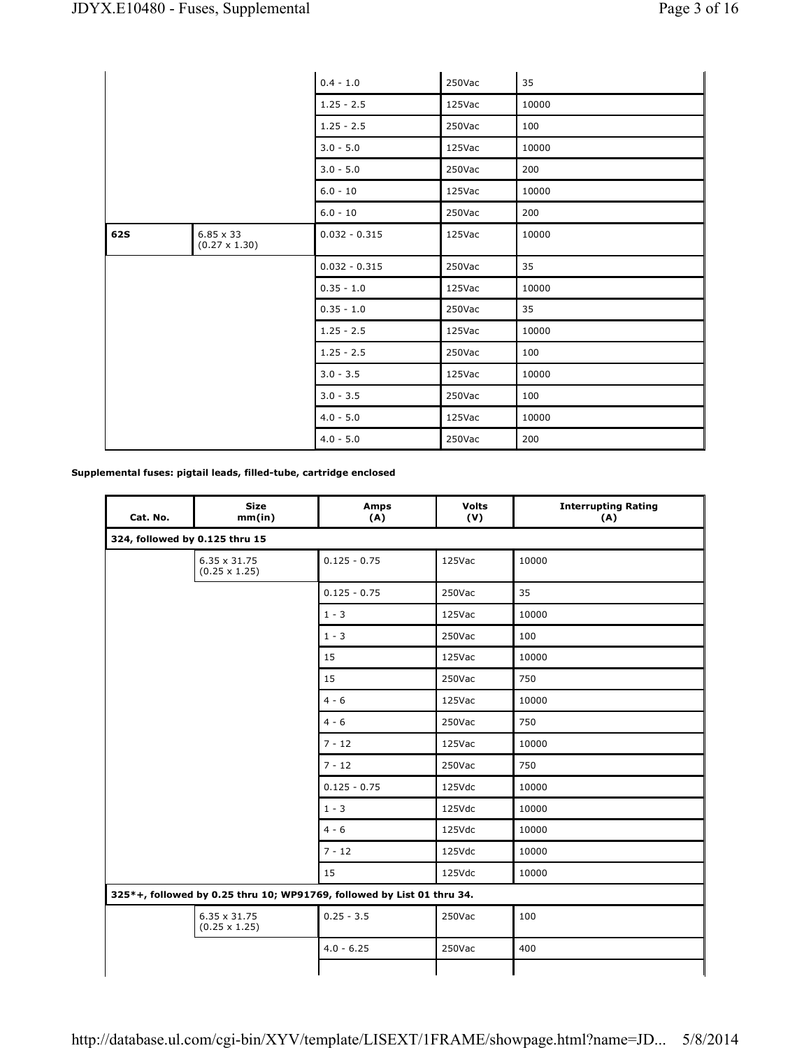| | | | | |
|---|---|---|---|---|
| | | 0.4 - 1.0 | 250Vac | 35 |
| | | 1.25 - 2.5 | 125Vac | 10000 |
| | | 1.25 - 2.5 | 250Vac | 100 |
| | | 3.0 - 5.0 | 125Vac | 10000 |
| | | 3.0 - 5.0 | 250Vac | 200 |
| | | 6.0 - 10 | 125Vac | 10000 |
| | | 6.0 - 10 | 250Vac | 200 |
| **62S** | 6.85 x 33 (0.27 x 1.30) | 0.032 - 0.315 | 125Vac | 10000 |
| | | 0.032 - 0.315 | 250Vac | 35 |
| | | 0.35 - 1.0 | 125Vac | 10000 |
| | | 0.35 - 1.0 | 250Vac | 35 |
| | | 1.25 - 2.5 | 125Vac | 10000 |
| | | 1.25 - 2.5 | 250Vac | 100 |
| | | 3.0 - 3.5 | 125Vac | 10000 |
| | | 3.0 - 3.5 | 250Vac | 100 |
| | | 4.0 - 5.0 | 125Vac | 10000 |
| | | 4.0 - 5.0 | 250Vac | 200 |

**Supplemental fuses: pigtail leads, filled-tube, cartridge enclosed**

| Cat. No. | Size mm(in) | Amps (A) | Volts (V) | Interrupting Rating (A) |
|---|---|---|---|---|
| **324, followed by 0.125 thru 15** | | | | |
| | 6.35 x 31.75 (0.25 x 1.25) | 0.125 - 0.75 | 125Vac | 10000 |
| | | 0.125 - 0.75 | 250Vac | 35 |
| | | 1 - 3 | 125Vac | 10000 |
| | | 1 - 3 | 250Vac | 100 |
| | | 15 | 125Vac | 10000 |
| | | 15 | 250Vac | 750 |
| | | 4 - 6 | 125Vac | 10000 |
| | | 4 - 6 | 250Vac | 750 |
| | | 7 - 12 | 125Vac | 10000 |
| | | 7 - 12 | 250Vac | 750 |
| | | 0.125 - 0.75 | 125Vdc | 10000 |
| | | 1 - 3 | 125Vdc | 10000 |
| | | 4 - 6 | 125Vdc | 10000 |
| | | 7 - 12 | 125Vdc | 10000 |
| | | 15 | 125Vdc | 10000 |
| **325*+, followed by 0.25 thru 10; WP91769, followed by List 01 thru 34.** | | | | |
| | 6.35 x 31.75 (0.25 x 1.25) | 0.25 - 3.5 | 250Vac | 100 |
| | | 4.0 - 6.25 | 250Vac | 400 |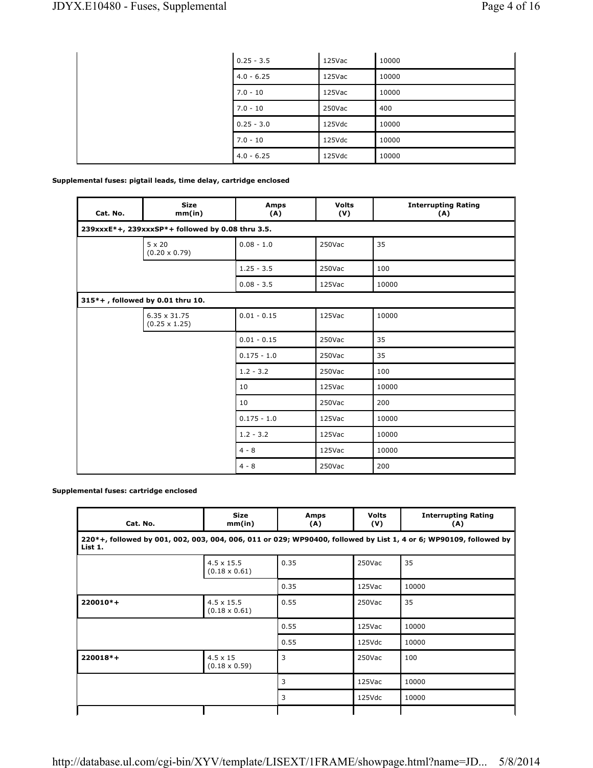| Cat. No. | Size mm(in) | Amps (A) | Volts (V) | Interrupting Rating (A) |
|---|---|---|---|---|
| | | 0.25 - 3.5 | 125Vac | 10000 |
| | | 4.0 - 6.25 | 125Vac | 10000 |
| | | 7.0 - 10 | 125Vac | 10000 |
| | | 7.0 - 10 | 250Vac | 400 |
| | | 0.25 - 3.0 | 125Vdc | 10000 |
| | | 7.0 - 10 | 125Vdc | 10000 |
| | | 4.0 - 6.25 | 125Vdc | 10000 |

**Supplemental fuses: pigtail leads, time delay, cartridge enclosed**

| Cat. No. | Size mm(in) | Amps (A) | Volts (V) | Interrupting Rating (A) |
|---|---|---|---|---|
| 239xxxE*+, 239xxxSP*+ followed by 0.08 thru 3.5. | | | | |
| | 5 x 20 (0.20 x 0.79) | 0.08 - 1.0 | 250Vac | 35 |
| | | 1.25 - 3.5 | 250Vac | 100 |
| | | 0.08 - 3.5 | 125Vac | 10000 |
| 315*+ , followed by 0.01 thru 10. | | | | |
| | 6.35 x 31.75 (0.25 x 1.25) | 0.01 - 0.15 | 125Vac | 10000 |
| | | 0.01 - 0.15 | 250Vac | 35 |
| | | 0.175 - 1.0 | 250Vac | 35 |
| | | 1.2 - 3.2 | 250Vac | 100 |
| | | 10 | 125Vac | 10000 |
| | | 10 | 250Vac | 200 |
| | | 0.175 - 1.0 | 125Vac | 10000 |
| | | 1.2 - 3.2 | 125Vac | 10000 |
| | | 4 - 8 | 125Vac | 10000 |
| | | 4 - 8 | 250Vac | 200 |

**Supplemental fuses: cartridge enclosed**

| Cat. No. | Size mm(in) | Amps (A) | Volts (V) | Interrupting Rating (A) |
|---|---|---|---|---|
| 220*+, followed by 001, 002, 003, 004, 006, 011 or 029; WP90400, followed by List 1, 4 or 6; WP90109, followed by List 1. | | | | |
| | 4.5 x 15.5 (0.18 x 0.61) | 0.35 | 250Vac | 35 |
| | | 0.35 | 125Vac | 10000 |
| 220010*+ | 4.5 x 15.5 (0.18 x 0.61) | 0.55 | 250Vac | 35 |
| | | 0.55 | 125Vac | 10000 |
| | | 0.55 | 125Vdc | 10000 |
| 220018*+ | 4.5 x 15 (0.18 x 0.59) | 3 | 250Vac | 100 |
| | | 3 | 125Vac | 10000 |
| | | 3 | 125Vdc | 10000 |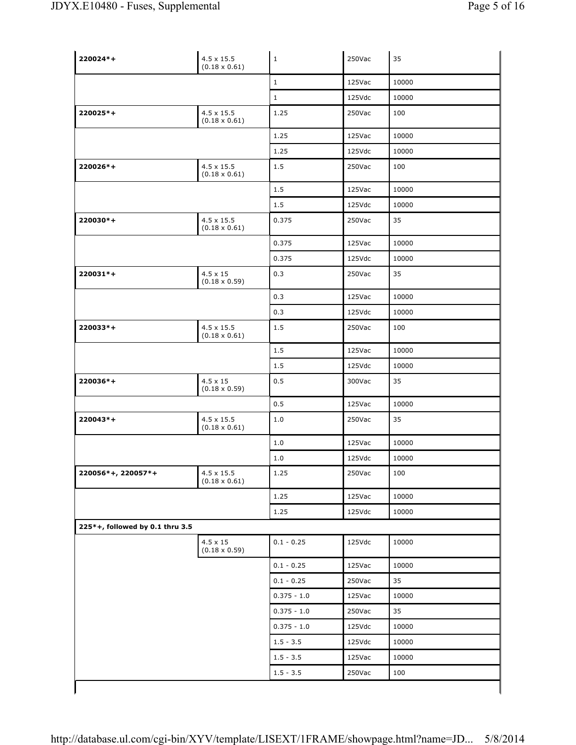| | | | | |
|---|---|---|---|---|
| **220024*+** | 4.5 x 15.5 (0.18 x 0.61) | 1 | 250Vac | 35 |
| | | 1 | 125Vac | 10000 |
| | | 1 | 125Vdc | 10000 |
| **220025*+** | 4.5 x 15.5 (0.18 x 0.61) | 1.25 | 250Vac | 100 |
| | | 1.25 | 125Vac | 10000 |
| | | 1.25 | 125Vdc | 10000 |
| **220026*+** | 4.5 x 15.5 (0.18 x 0.61) | 1.5 | 250Vac | 100 |
| | | 1.5 | 125Vac | 10000 |
| | | 1.5 | 125Vdc | 10000 |
| **220030*+** | 4.5 x 15.5 (0.18 x 0.61) | 0.375 | 250Vac | 35 |
| | | 0.375 | 125Vac | 10000 |
| | | 0.375 | 125Vdc | 10000 |
| **220031*+** | 4.5 x 15 (0.18 x 0.59) | 0.3 | 250Vac | 35 |
| | | 0.3 | 125Vac | 10000 |
| | | 0.3 | 125Vdc | 10000 |
| **220033*+** | 4.5 x 15.5 (0.18 x 0.61) | 1.5 | 250Vac | 100 |
| | | 1.5 | 125Vac | 10000 |
| | | 1.5 | 125Vdc | 10000 |
| **220036*+** | 4.5 x 15 (0.18 x 0.59) | 0.5 | 300Vac | 35 |
| | | 0.5 | 125Vac | 10000 |
| **220043*+** | 4.5 x 15.5 (0.18 x 0.61) | 1.0 | 250Vac | 35 |
| | | 1.0 | 125Vac | 10000 |
| | | 1.0 | 125Vdc | 10000 |
| **220056*+, 220057*+** | 4.5 x 15.5 (0.18 x 0.61) | 1.25 | 250Vac | 100 |
| | | 1.25 | 125Vac | 10000 |
| | | 1.25 | 125Vdc | 10000 |
| **225*+, followed by 0.1 thru 3.5** | | | | |
| | 4.5 x 15 (0.18 x 0.59) | 0.1 - 0.25 | 125Vdc | 10000 |
| | | 0.1 - 0.25 | 125Vac | 10000 |
| | | 0.1 - 0.25 | 250Vac | 35 |
| | | 0.375 - 1.0 | 125Vac | 10000 |
| | | 0.375 - 1.0 | 250Vac | 35 |
| | | 0.375 - 1.0 | 125Vdc | 10000 |
| | | 1.5 - 3.5 | 125Vdc | 10000 |
| | | 1.5 - 3.5 | 125Vac | 10000 |
| | | 1.5 - 3.5 | 250Vac | 100 |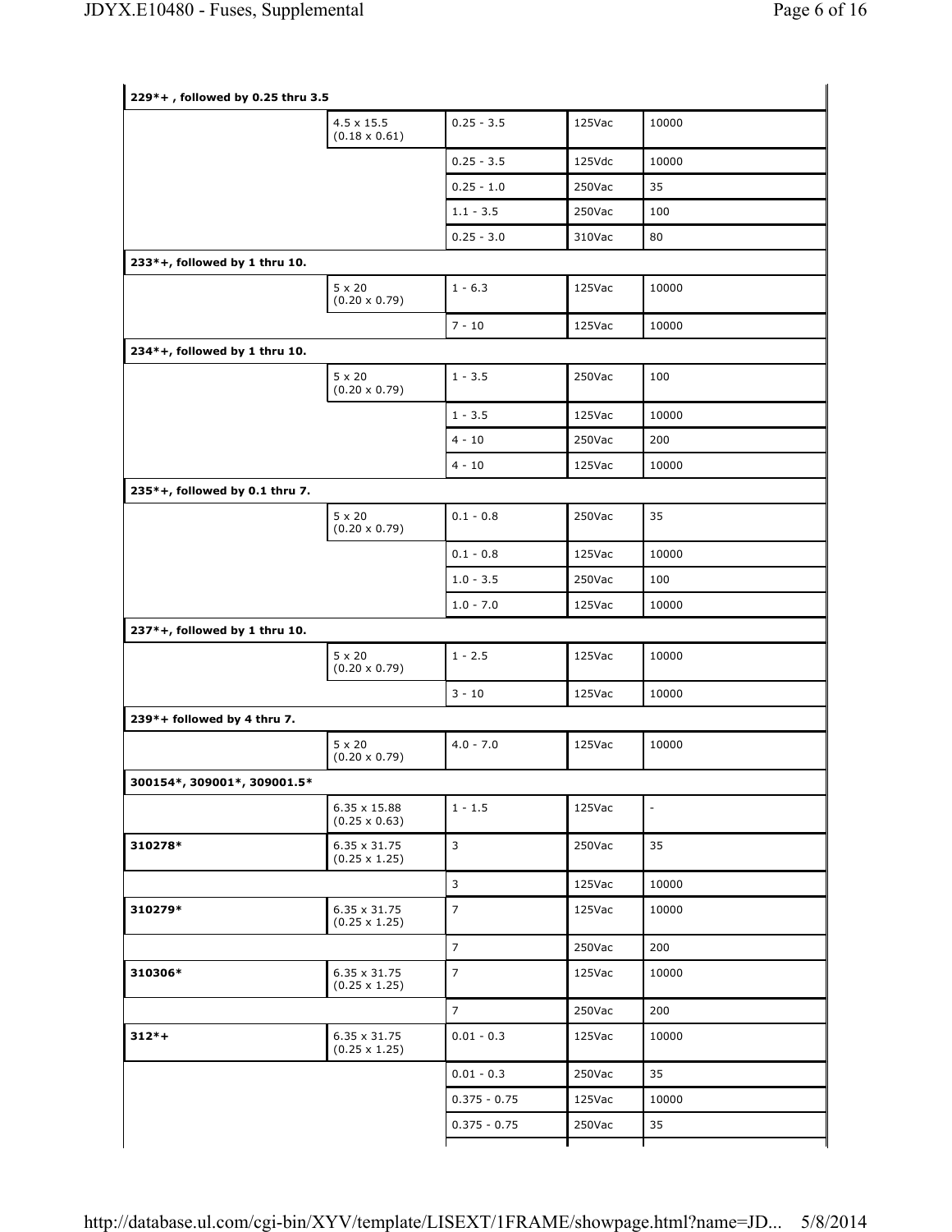| | | | | |
|---|---|---|---|---|
| **229*+ , followed by 0.25 thru 3.5** | | | | |
| | 4.5 x 15.5 (0.18 x 0.61) | 0.25 - 3.5 | 125Vac | 10000 |
| | | 0.25 - 3.5 | 125Vdc | 10000 |
| | | 0.25 - 1.0 | 250Vac | 35 |
| | | 1.1 - 3.5 | 250Vac | 100 |
| | | 0.25 - 3.0 | 310Vac | 80 |
| **233*+, followed by 1 thru 10.** | | | | |
| | 5 x 20 (0.20 x 0.79) | 1 - 6.3 | 125Vac | 10000 |
| | | 7 - 10 | 125Vac | 10000 |
| **234*+, followed by 1 thru 10.** | | | | |
| | 5 x 20 (0.20 x 0.79) | 1 - 3.5 | 250Vac | 100 |
| | | 1 - 3.5 | 125Vac | 10000 |
| | | 4 - 10 | 250Vac | 200 |
| | | 4 - 10 | 125Vac | 10000 |
| **235*+, followed by 0.1 thru 7.** | | | | |
| | 5 x 20 (0.20 x 0.79) | 0.1 - 0.8 | 250Vac | 35 |
| | | 0.1 - 0.8 | 125Vac | 10000 |
| | | 1.0 - 3.5 | 250Vac | 100 |
| | | 1.0 - 7.0 | 125Vac | 10000 |
| **237*+, followed by 1 thru 10.** | | | | |
| | 5 x 20 (0.20 x 0.79) | 1 - 2.5 | 125Vac | 10000 |
| | | 3 - 10 | 125Vac | 10000 |
| **239*+ followed by 4 thru 7.** | | | | |
| | 5 x 20 (0.20 x 0.79) | 4.0 - 7.0 | 125Vac | 10000 |
| **300154*, 309001*, 309001.5*** | | | | |
| | 6.35 x 15.88 (0.25 x 0.63) | 1 - 1.5 | 125Vac | - |
| **310278*** | 6.35 x 31.75 (0.25 x 1.25) | 3 | 250Vac | 35 |
| | | 3 | 125Vac | 10000 |
| **310279*** | 6.35 x 31.75 (0.25 x 1.25) | 7 | 125Vac | 10000 |
| | | 7 | 250Vac | 200 |
| **310306*** | 6.35 x 31.75 (0.25 x 1.25) | 7 | 125Vac | 10000 |
| | | 7 | 250Vac | 200 |
| **312*+** | 6.35 x 31.75 (0.25 x 1.25) | 0.01 - 0.3 | 125Vac | 10000 |
| | | 0.01 - 0.3 | 250Vac | 35 |
| | | 0.375 - 0.75 | 125Vac | 10000 |
| | | 0.375 - 0.75 | 250Vac | 35 |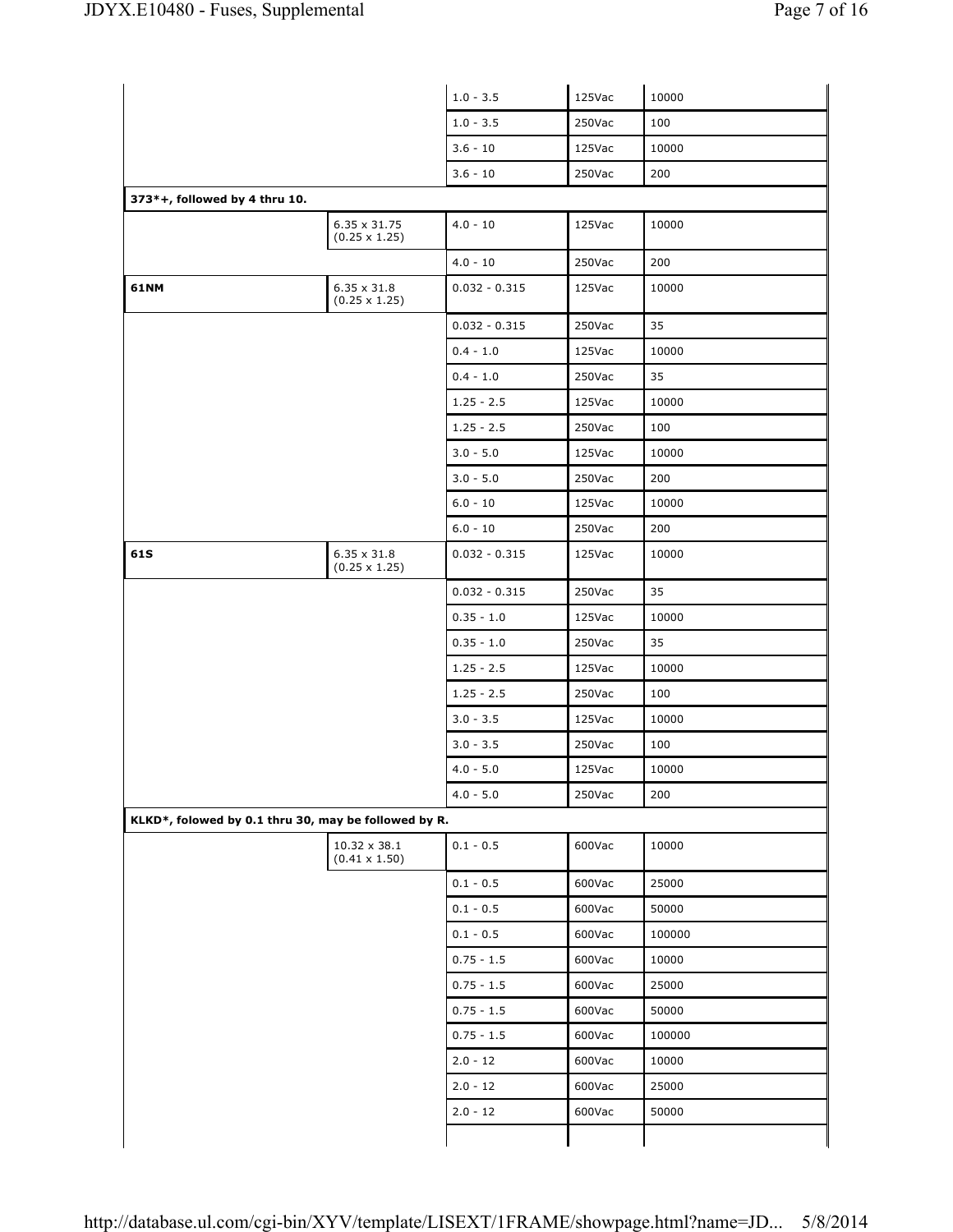| | | | | |
|---|---|---|---|---|
| | | 1.0 - 3.5 | 125Vac | 10000 |
| | | 1.0 - 3.5 | 250Vac | 100 |
| | | 3.6 - 10 | 125Vac | 10000 |
| | | 3.6 - 10 | 250Vac | 200 |
| **373*+, followed by 4 thru 10.** | | | | |
| | 6.35 x 31.75 (0.25 x 1.25) | 4.0 - 10 | 125Vac | 10000 |
| | | 4.0 - 10 | 250Vac | 200 |
| **61NM** | 6.35 x 31.8 (0.25 x 1.25) | 0.032 - 0.315 | 125Vac | 10000 |
| | | 0.032 - 0.315 | 250Vac | 35 |
| | | 0.4 - 1.0 | 125Vac | 10000 |
| | | 0.4 - 1.0 | 250Vac | 35 |
| | | 1.25 - 2.5 | 125Vac | 10000 |
| | | 1.25 - 2.5 | 250Vac | 100 |
| | | 3.0 - 5.0 | 125Vac | 10000 |
| | | 3.0 - 5.0 | 250Vac | 200 |
| | | 6.0 - 10 | 125Vac | 10000 |
| | | 6.0 - 10 | 250Vac | 200 |
| **61S** | 6.35 x 31.8 (0.25 x 1.25) | 0.032 - 0.315 | 125Vac | 10000 |
| | | 0.032 - 0.315 | 250Vac | 35 |
| | | 0.35 - 1.0 | 125Vac | 10000 |
| | | 0.35 - 1.0 | 250Vac | 35 |
| | | 1.25 - 2.5 | 125Vac | 10000 |
| | | 1.25 - 2.5 | 250Vac | 100 |
| | | 3.0 - 3.5 | 125Vac | 10000 |
| | | 3.0 - 3.5 | 250Vac | 100 |
| | | 4.0 - 5.0 | 125Vac | 10000 |
| | | 4.0 - 5.0 | 250Vac | 200 |
| **KLKD*, folowed by 0.1 thru 30, may be followed by R.** | | | | |
| | 10.32 x 38.1 (0.41 x 1.50) | 0.1 - 0.5 | 600Vac | 10000 |
| | | 0.1 - 0.5 | 600Vac | 25000 |
| | | 0.1 - 0.5 | 600Vac | 50000 |
| | | 0.1 - 0.5 | 600Vac | 100000 |
| | | 0.75 - 1.5 | 600Vac | 10000 |
| | | 0.75 - 1.5 | 600Vac | 25000 |
| | | 0.75 - 1.5 | 600Vac | 50000 |
| | | 0.75 - 1.5 | 600Vac | 100000 |
| | | 2.0 - 12 | 600Vac | 10000 |
| | | 2.0 - 12 | 600Vac | 25000 |
| | | 2.0 - 12 | 600Vac | 50000 |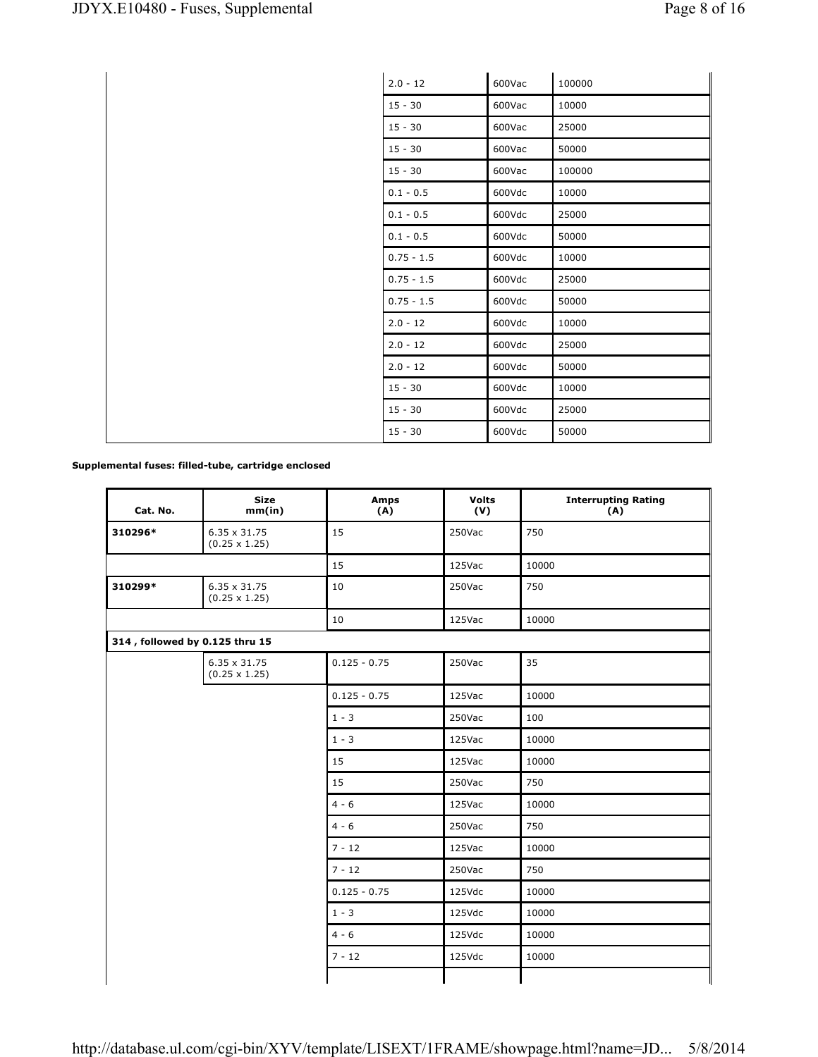| | | | | |
|---|---|---|---|---|
| | | 2.0 - 12 | 600Vac | 100000 |
| | | 15 - 30 | 600Vac | 10000 |
| | | 15 - 30 | 600Vac | 25000 |
| | | 15 - 30 | 600Vac | 50000 |
| | | 15 - 30 | 600Vac | 100000 |
| | | 0.1 - 0.5 | 600Vdc | 10000 |
| | | 0.1 - 0.5 | 600Vdc | 25000 |
| | | 0.1 - 0.5 | 600Vdc | 50000 |
| | | 0.75 - 1.5 | 600Vdc | 10000 |
| | | 0.75 - 1.5 | 600Vdc | 25000 |
| | | 0.75 - 1.5 | 600Vdc | 50000 |
| | | 2.0 - 12 | 600Vdc | 10000 |
| | | 2.0 - 12 | 600Vdc | 25000 |
| | | 2.0 - 12 | 600Vdc | 50000 |
| | | 15 - 30 | 600Vdc | 10000 |
| | | 15 - 30 | 600Vdc | 25000 |
| | | 15 - 30 | 600Vdc | 50000 |

**Supplemental fuses: filled-tube, cartridge enclosed**

| Cat. No. | Size mm(in) | Amps (A) | Volts (V) | Interrupting Rating (A) |
|---|---|---|---|---|
| **310296*** | 6.35 x 31.75 (0.25 x 1.25) | 15 | 250Vac | 750 |
| | | 15 | 125Vac | 10000 |
| **310299*** | 6.35 x 31.75 (0.25 x 1.25) | 10 | 250Vac | 750 |
| | | 10 | 125Vac | 10000 |
| **314 , followed by 0.125 thru 15** | | | | |
| | 6.35 x 31.75 (0.25 x 1.25) | 0.125 - 0.75 | 250Vac | 35 |
| | | 0.125 - 0.75 | 125Vac | 10000 |
| | | 1 - 3 | 250Vac | 100 |
| | | 1 - 3 | 125Vac | 10000 |
| | | 15 | 125Vac | 10000 |
| | | 15 | 250Vac | 750 |
| | | 4 - 6 | 125Vac | 10000 |
| | | 4 - 6 | 250Vac | 750 |
| | | 7 - 12 | 125Vac | 10000 |
| | | 7 - 12 | 250Vac | 750 |
| | | 0.125 - 0.75 | 125Vdc | 10000 |
| | | 1 - 3 | 125Vdc | 10000 |
| | | 4 - 6 | 125Vdc | 10000 |
| | | 7 - 12 | 125Vdc | 10000 |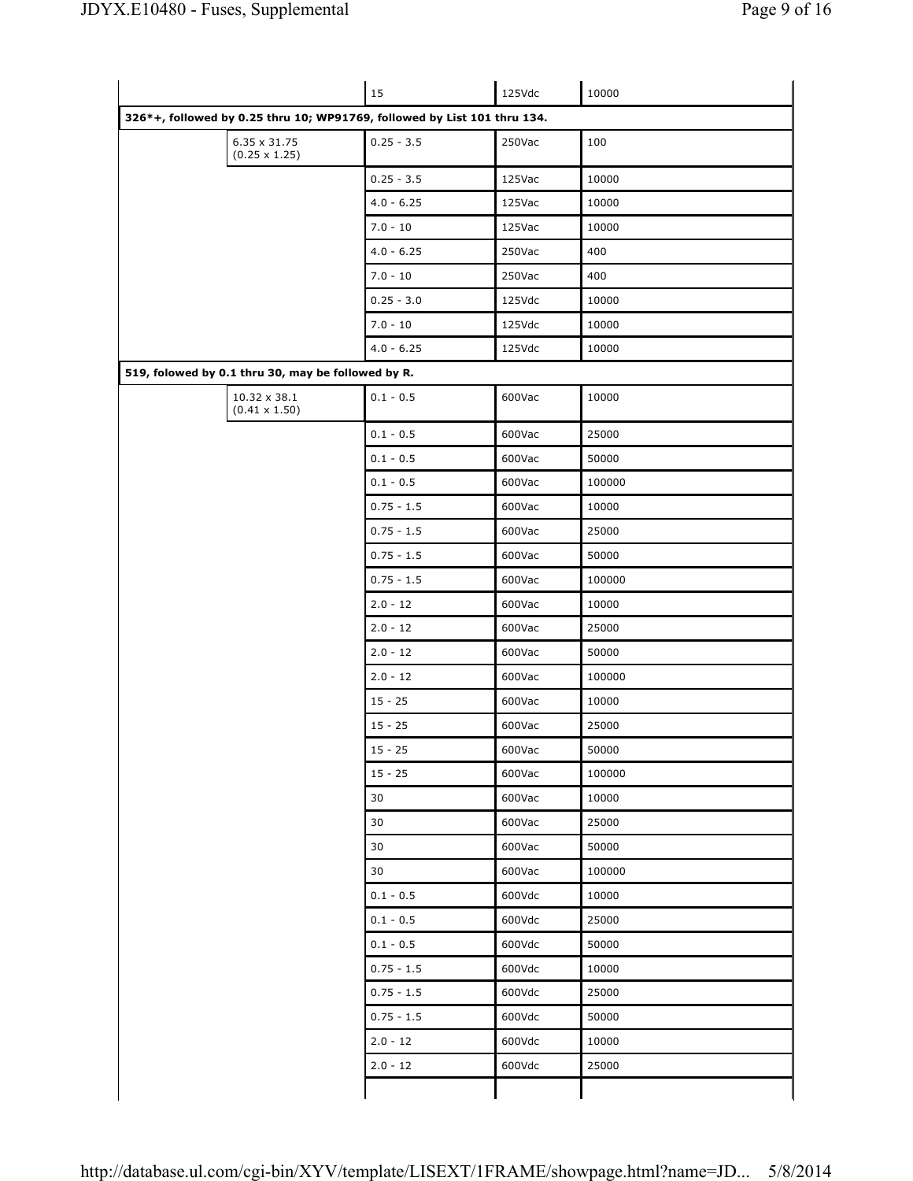| | | | | |
|---|---|---|---|---|
| | | 15 | 125Vdc | 10000 |
| **326*+, followed by 0.25 thru 10; WP91769, followed by List 101 thru 134.** | | | | |
| | 6.35 x 31.75 (0.25 x 1.25) | 0.25 - 3.5 | 250Vac | 100 |
| | | 0.25 - 3.5 | 125Vac | 10000 |
| | | 4.0 - 6.25 | 125Vac | 10000 |
| | | 7.0 - 10 | 125Vac | 10000 |
| | | 4.0 - 6.25 | 250Vac | 400 |
| | | 7.0 - 10 | 250Vac | 400 |
| | | 0.25 - 3.0 | 125Vdc | 10000 |
| | | 7.0 - 10 | 125Vdc | 10000 |
| | | 4.0 - 6.25 | 125Vdc | 10000 |
| **519, folowed by 0.1 thru 30, may be followed by R.** | | | | |
| | 10.32 x 38.1 (0.41 x 1.50) | 0.1 - 0.5 | 600Vac | 10000 |
| | | 0.1 - 0.5 | 600Vac | 25000 |
| | | 0.1 - 0.5 | 600Vac | 50000 |
| | | 0.1 - 0.5 | 600Vac | 100000 |
| | | 0.75 - 1.5 | 600Vac | 10000 |
| | | 0.75 - 1.5 | 600Vac | 25000 |
| | | 0.75 - 1.5 | 600Vac | 50000 |
| | | 0.75 - 1.5 | 600Vac | 100000 |
| | | 2.0 - 12 | 600Vac | 10000 |
| | | 2.0 - 12 | 600Vac | 25000 |
| | | 2.0 - 12 | 600Vac | 50000 |
| | | 2.0 - 12 | 600Vac | 100000 |
| | | 15 - 25 | 600Vac | 10000 |
| | | 15 - 25 | 600Vac | 25000 |
| | | 15 - 25 | 600Vac | 50000 |
| | | 15 - 25 | 600Vac | 100000 |
| | | 30 | 600Vac | 10000 |
| | | 30 | 600Vac | 25000 |
| | | 30 | 600Vac | 50000 |
| | | 30 | 600Vac | 100000 |
| | | 0.1 - 0.5 | 600Vdc | 10000 |
| | | 0.1 - 0.5 | 600Vdc | 25000 |
| | | 0.1 - 0.5 | 600Vdc | 50000 |
| | | 0.75 - 1.5 | 600Vdc | 10000 |
| | | 0.75 - 1.5 | 600Vdc | 25000 |
| | | 0.75 - 1.5 | 600Vdc | 50000 |
| | | 2.0 - 12 | 600Vdc | 10000 |
| | | 2.0 - 12 | 600Vdc | 25000 |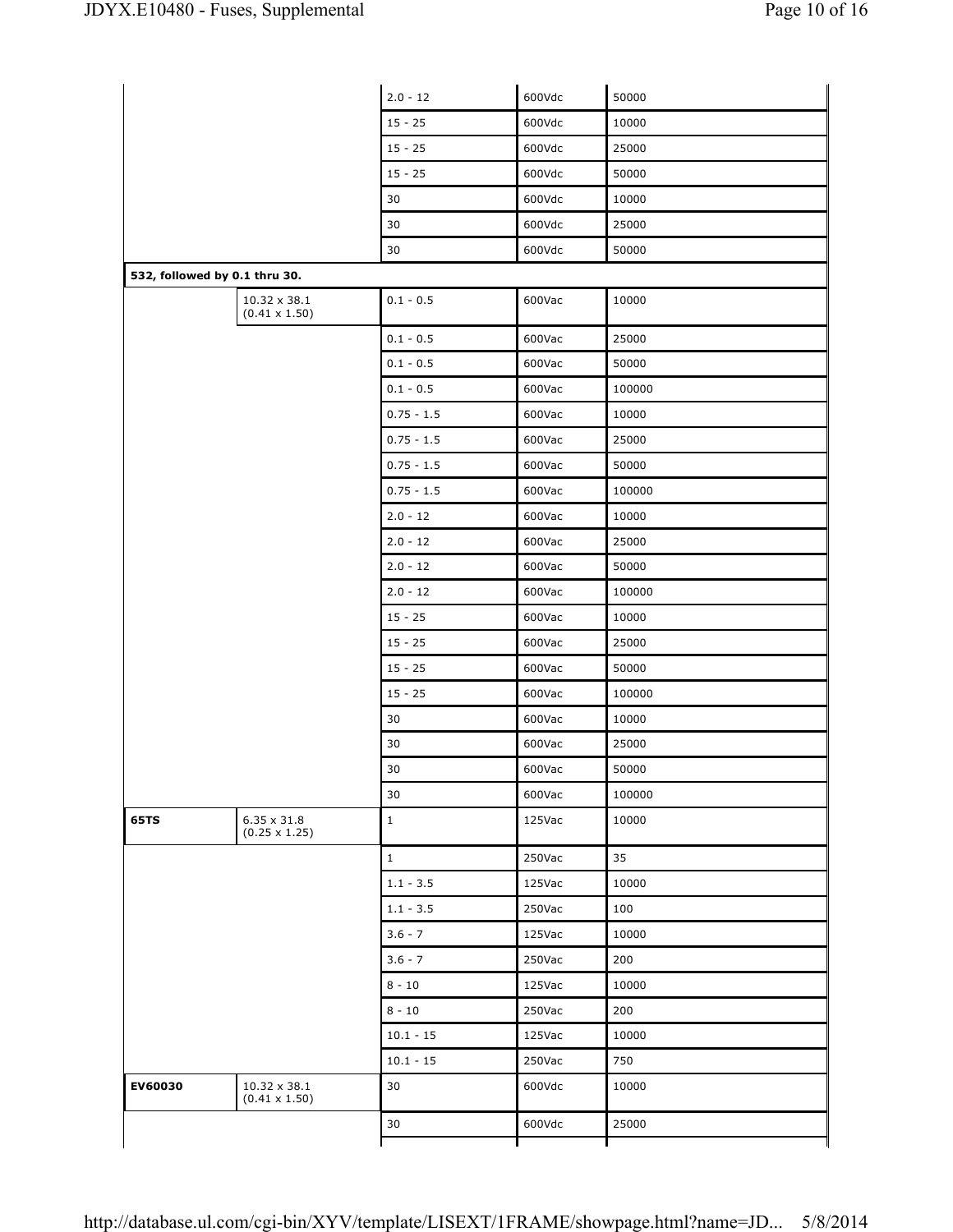| | | | | |
|---|---|---|---|---|
| | | 2.0 - 12 | 600Vdc | 50000 |
| | | 15 - 25 | 600Vdc | 10000 |
| | | 15 - 25 | 600Vdc | 25000 |
| | | 15 - 25 | 600Vdc | 50000 |
| | | 30 | 600Vdc | 10000 |
| | | 30 | 600Vdc | 25000 |
| | | 30 | 600Vdc | 50000 |
| **532, followed by 0.1 thru 30.** | | | | |
| | 10.32 x 38.1 (0.41 x 1.50) | 0.1 - 0.5 | 600Vac | 10000 |
| | | 0.1 - 0.5 | 600Vac | 25000 |
| | | 0.1 - 0.5 | 600Vac | 50000 |
| | | 0.1 - 0.5 | 600Vac | 100000 |
| | | 0.75 - 1.5 | 600Vac | 10000 |
| | | 0.75 - 1.5 | 600Vac | 25000 |
| | | 0.75 - 1.5 | 600Vac | 50000 |
| | | 0.75 - 1.5 | 600Vac | 100000 |
| | | 2.0 - 12 | 600Vac | 10000 |
| | | 2.0 - 12 | 600Vac | 25000 |
| | | 2.0 - 12 | 600Vac | 50000 |
| | | 2.0 - 12 | 600Vac | 100000 |
| | | 15 - 25 | 600Vac | 10000 |
| | | 15 - 25 | 600Vac | 25000 |
| | | 15 - 25 | 600Vac | 50000 |
| | | 15 - 25 | 600Vac | 100000 |
| | | 30 | 600Vac | 10000 |
| | | 30 | 600Vac | 25000 |
| | | 30 | 600Vac | 50000 |
| | | 30 | 600Vac | 100000 |
| **65TS** | 6.35 x 31.8 (0.25 x 1.25) | 1 | 125Vac | 10000 |
| | | 1 | 250Vac | 35 |
| | | 1.1 - 3.5 | 125Vac | 10000 |
| | | 1.1 - 3.5 | 250Vac | 100 |
| | | 3.6 - 7 | 125Vac | 10000 |
| | | 3.6 - 7 | 250Vac | 200 |
| | | 8 - 10 | 125Vac | 10000 |
| | | 8 - 10 | 250Vac | 200 |
| | | 10.1 - 15 | 125Vac | 10000 |
| | | 10.1 - 15 | 250Vac | 750 |
| **EV60030** | 10.32 x 38.1 (0.41 x 1.50) | 30 | 600Vdc | 10000 |
| | | 30 | 600Vdc | 25000 |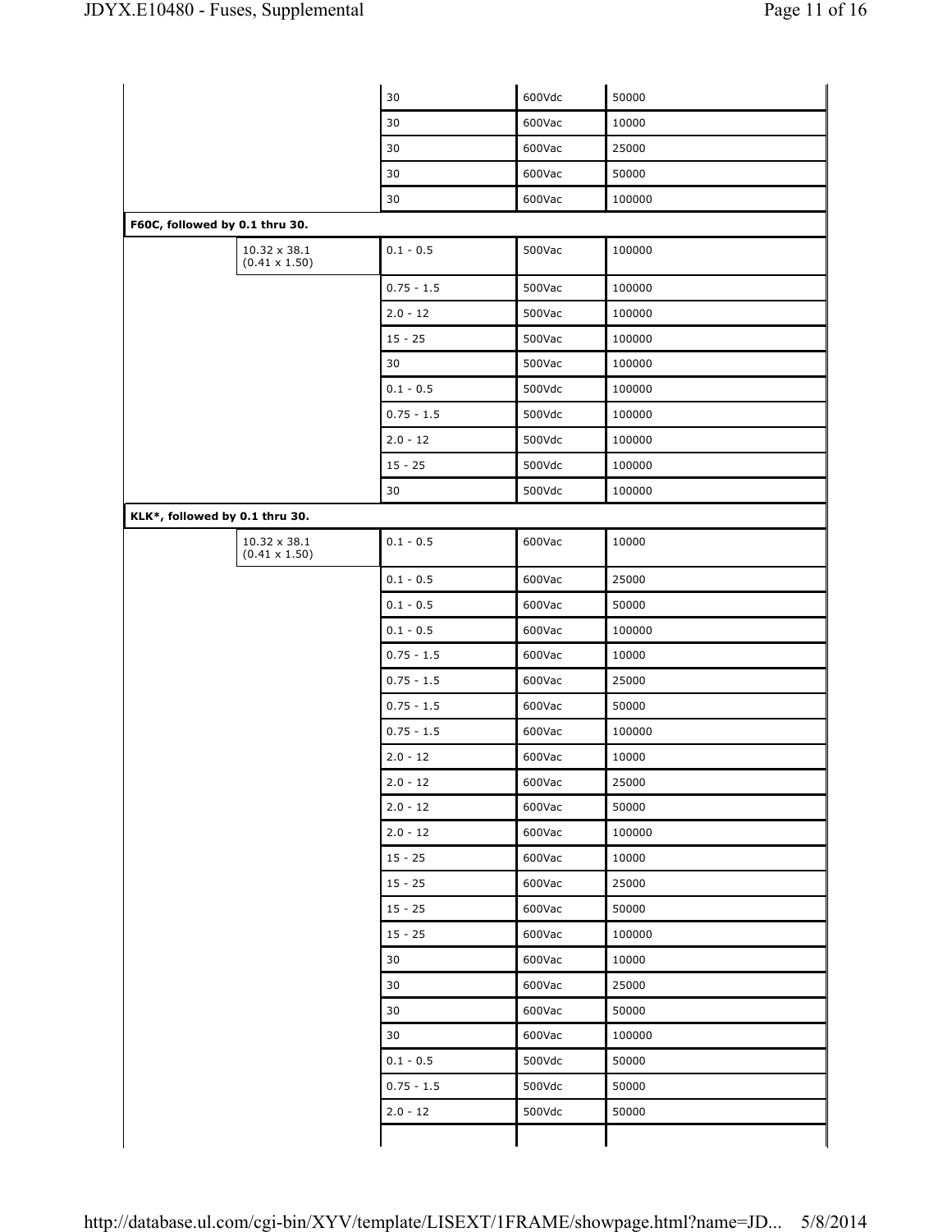| | | | | |
|---|---|---|---|---|
| | | 30 | 600Vdc | 50000 |
| | | 30 | 600Vac | 10000 |
| | | 30 | 600Vac | 25000 |
| | | 30 | 600Vac | 50000 |
| | | 30 | 600Vac | 100000 |
| **F60C, followed by 0.1 thru 30.** | | | | |
| | 10.32 x 38.1 (0.41 x 1.50) | 0.1 - 0.5 | 500Vac | 100000 |
| | | 0.75 - 1.5 | 500Vac | 100000 |
| | | 2.0 - 12 | 500Vac | 100000 |
| | | 15 - 25 | 500Vac | 100000 |
| | | 30 | 500Vac | 100000 |
| | | 0.1 - 0.5 | 500Vdc | 100000 |
| | | 0.75 - 1.5 | 500Vdc | 100000 |
| | | 2.0 - 12 | 500Vdc | 100000 |
| | | 15 - 25 | 500Vdc | 100000 |
| | | 30 | 500Vdc | 100000 |
| **KLK*, followed by 0.1 thru 30.** | | | | |
| | 10.32 x 38.1 (0.41 x 1.50) | 0.1 - 0.5 | 600Vac | 10000 |
| | | 0.1 - 0.5 | 600Vac | 25000 |
| | | 0.1 - 0.5 | 600Vac | 50000 |
| | | 0.1 - 0.5 | 600Vac | 100000 |
| | | 0.75 - 1.5 | 600Vac | 10000 |
| | | 0.75 - 1.5 | 600Vac | 25000 |
| | | 0.75 - 1.5 | 600Vac | 50000 |
| | | 0.75 - 1.5 | 600Vac | 100000 |
| | | 2.0 - 12 | 600Vac | 10000 |
| | | 2.0 - 12 | 600Vac | 25000 |
| | | 2.0 - 12 | 600Vac | 50000 |
| | | 2.0 - 12 | 600Vac | 100000 |
| | | 15 - 25 | 600Vac | 10000 |
| | | 15 - 25 | 600Vac | 25000 |
| | | 15 - 25 | 600Vac | 50000 |
| | | 15 - 25 | 600Vac | 100000 |
| | | 30 | 600Vac | 10000 |
| | | 30 | 600Vac | 25000 |
| | | 30 | 600Vac | 50000 |
| | | 30 | 600Vac | 100000 |
| | | 0.1 - 0.5 | 500Vdc | 50000 |
| | | 0.75 - 1.5 | 500Vdc | 50000 |
| | | 2.0 - 12 | 500Vdc | 50000 |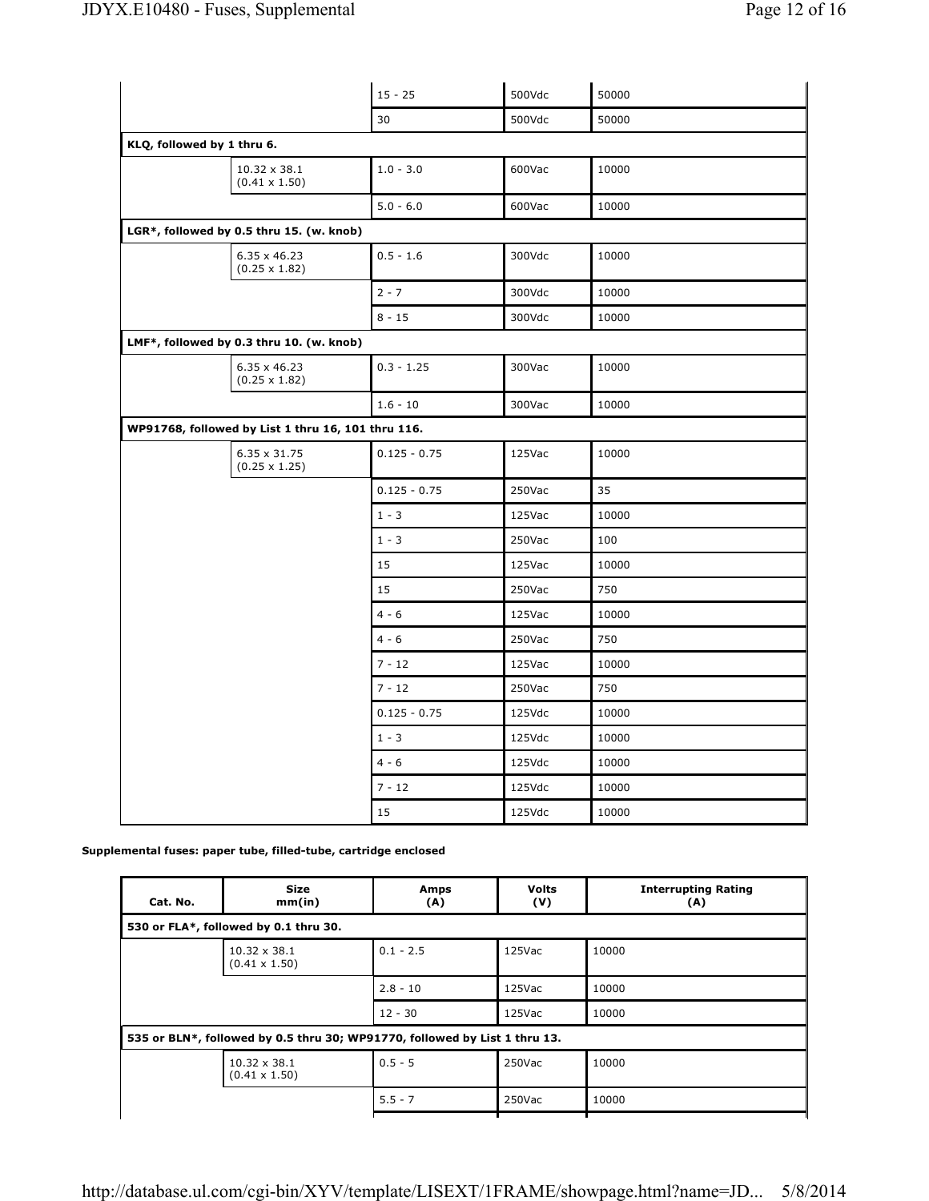| | | | | |
|---|---|---|---|---|
| | | 15 - 25 | 500Vdc | 50000 |
| | | 30 | 500Vdc | 50000 |
| **KLQ, followed by 1 thru 6.** | | | | |
| | 10.32 x 38.1 (0.41 x 1.50) | 1.0 - 3.0 | 600Vac | 10000 |
| | | 5.0 - 6.0 | 600Vac | 10000 |
| **LGR*, followed by 0.5 thru 15. (w. knob)** | | | | |
| | 6.35 x 46.23 (0.25 x 1.82) | 0.5 - 1.6 | 300Vdc | 10000 |
| | | 2 - 7 | 300Vdc | 10000 |
| | | 8 - 15 | 300Vdc | 10000 |
| **LMF*, followed by 0.3 thru 10. (w. knob)** | | | | |
| | 6.35 x 46.23 (0.25 x 1.82) | 0.3 - 1.25 | 300Vac | 10000 |
| | | 1.6 - 10 | 300Vac | 10000 |
| **WP91768, followed by List 1 thru 16, 101 thru 116.** | | | | |
| | 6.35 x 31.75 (0.25 x 1.25) | 0.125 - 0.75 | 125Vac | 10000 |
| | | 0.125 - 0.75 | 250Vac | 35 |
| | | 1 - 3 | 125Vac | 10000 |
| | | 1 - 3 | 250Vac | 100 |
| | | 15 | 125Vac | 10000 |
| | | 15 | 250Vac | 750 |
| | | 4 - 6 | 125Vac | 10000 |
| | | 4 - 6 | 250Vac | 750 |
| | | 7 - 12 | 125Vac | 10000 |
| | | 7 - 12 | 250Vac | 750 |
| | | 0.125 - 0.75 | 125Vdc | 10000 |
| | | 1 - 3 | 125Vdc | 10000 |
| | | 4 - 6 | 125Vdc | 10000 |
| | | 7 - 12 | 125Vdc | 10000 |
| | | 15 | 125Vdc | 10000 |

**Supplemental fuses: paper tube, filled-tube, cartridge enclosed**

| Cat. No. | Size mm(in) | Amps (A) | Volts (V) | Interrupting Rating (A) |
|---|---|---|---|---|
| **530 or FLA*, followed by 0.1 thru 30.** | | | | |
| | 10.32 x 38.1 (0.41 x 1.50) | 0.1 - 2.5 | 125Vac | 10000 |
| | | 2.8 - 10 | 125Vac | 10000 |
| | | 12 - 30 | 125Vac | 10000 |
| **535 or BLN*, followed by 0.5 thru 30; WP91770, followed by List 1 thru 13.** | | | | |
| | 10.32 x 38.1 (0.41 x 1.50) | 0.5 - 5 | 250Vac | 10000 |
| | | 5.5 - 7 | 250Vac | 10000 |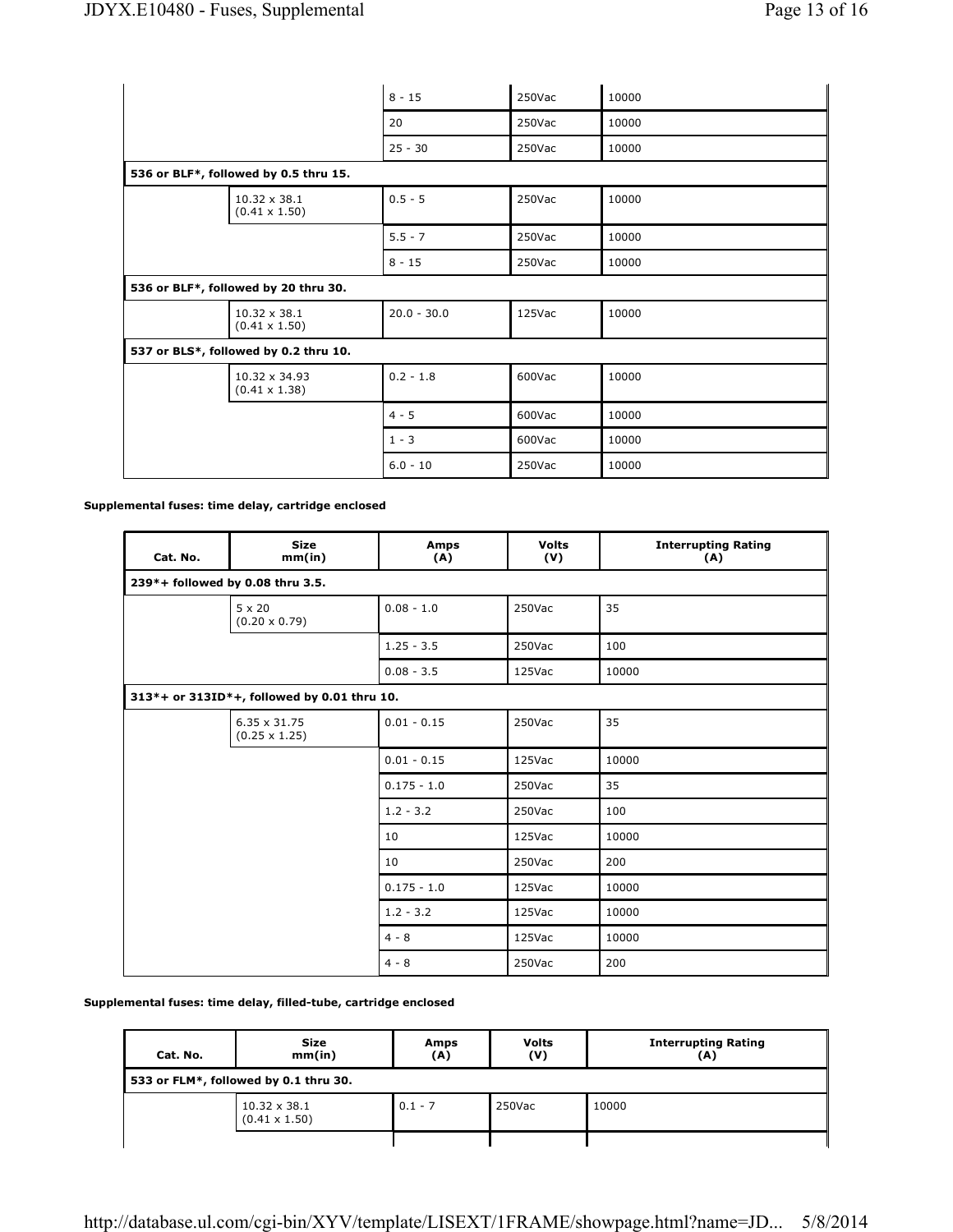| | | | | |
|---|---|---|---|---|
| | | 8 - 15 | 250Vac | 10000 |
| | | 20 | 250Vac | 10000 |
| | | 25 - 30 | 250Vac | 10000 |
| **536 or BLF*, followed by 0.5 thru 15.** | | | | |
| | 10.32 x 38.1 (0.41 x 1.50) | 0.5 - 5 | 250Vac | 10000 |
| | | 5.5 - 7 | 250Vac | 10000 |
| | | 8 - 15 | 250Vac | 10000 |
| **536 or BLF*, followed by 20 thru 30.** | | | | |
| | 10.32 x 38.1 (0.41 x 1.50) | 20.0 - 30.0 | 125Vac | 10000 |
| **537 or BLS*, followed by 0.2 thru 10.** | | | | |
| | 10.32 x 34.93 (0.41 x 1.38) | 0.2 - 1.8 | 600Vac | 10000 |
| | | 4 - 5 | 600Vac | 10000 |
| | | 1 - 3 | 600Vac | 10000 |
| | | 6.0 - 10 | 250Vac | 10000 |

**Supplemental fuses: time delay, cartridge enclosed**

| Cat. No. | Size mm(in) | Amps (A) | Volts (V) | Interrupting Rating (A) |
|---|---|---|---|---|
| **239*+ followed by 0.08 thru 3.5.** | | | | |
| | 5 x 20 (0.20 x 0.79) | 0.08 - 1.0 | 250Vac | 35 |
| | | 1.25 - 3.5 | 250Vac | 100 |
| | | 0.08 - 3.5 | 125Vac | 10000 |
| **313*+ or 313ID*+, followed by 0.01 thru 10.** | | | | |
| | 6.35 x 31.75 (0.25 x 1.25) | 0.01 - 0.15 | 250Vac | 35 |
| | | 0.01 - 0.15 | 125Vac | 10000 |
| | | 0.175 - 1.0 | 250Vac | 35 |
| | | 1.2 - 3.2 | 250Vac | 100 |
| | | 10 | 125Vac | 10000 |
| | | 10 | 250Vac | 200 |
| | | 0.175 - 1.0 | 125Vac | 10000 |
| | | 1.2 - 3.2 | 125Vac | 10000 |
| | | 4 - 8 | 125Vac | 10000 |
| | | 4 - 8 | 250Vac | 200 |

**Supplemental fuses: time delay, filled-tube, cartridge enclosed**

| Cat. No. | Size mm(in) | Amps (A) | Volts (V) | Interrupting Rating (A) |
|---|---|---|---|---|
| **533 or FLM*, followed by 0.1 thru 30.** | | | | |
| | 10.32 x 38.1 (0.41 x 1.50) | 0.1 - 7 | 250Vac | 10000 |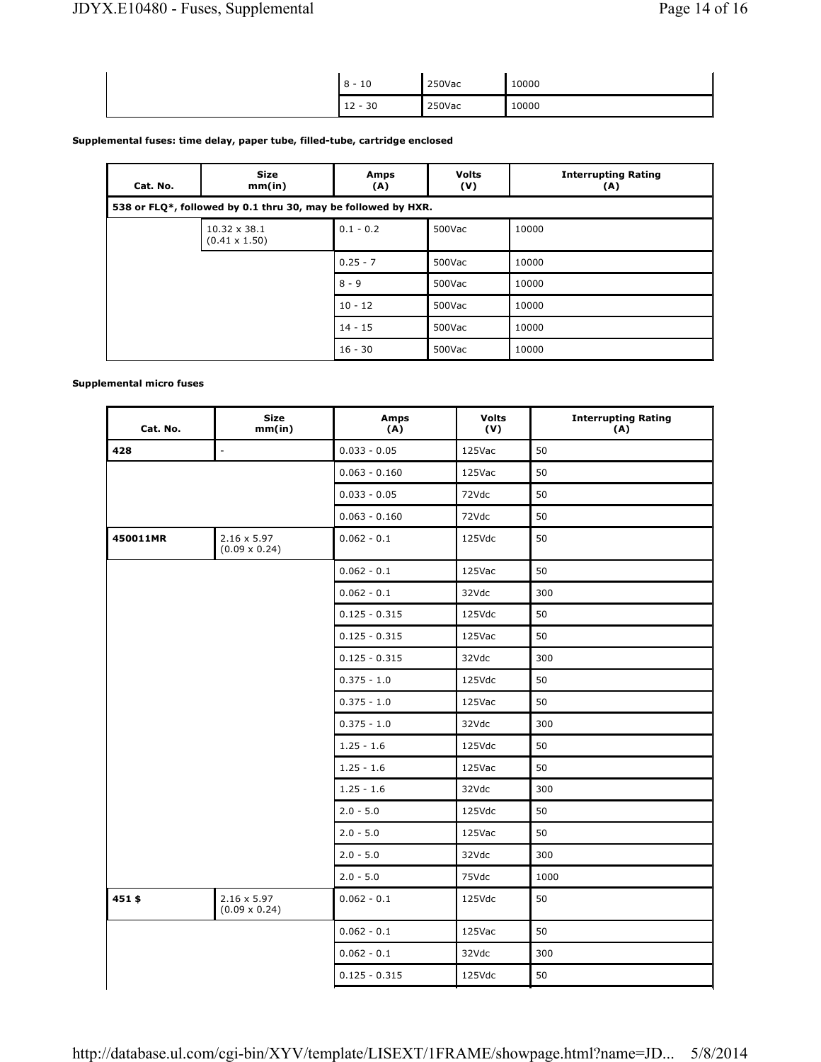| | | | | |
|---|---|---|---|---|
| | | 8 - 10 | 250Vac | 10000 |
| | | 12 - 30 | 250Vac | 10000 |

**Supplemental fuses: time delay, paper tube, filled-tube, cartridge enclosed**

| Cat. No. | Size mm(in) | Amps (A) | Volts (V) | Interrupting Rating (A) |
|---|---|---|---|---|
| **538 or FLQ*, followed by 0.1 thru 30, may be followed by HXR.** | | | | |
| | 10.32 x 38.1 (0.41 x 1.50) | 0.1 - 0.2 | 500Vac | 10000 |
| | | 0.25 - 7 | 500Vac | 10000 |
| | | 8 - 9 | 500Vac | 10000 |
| | | 10 - 12 | 500Vac | 10000 |
| | | 14 - 15 | 500Vac | 10000 |
| | | 16 - 30 | 500Vac | 10000 |

**Supplemental micro fuses**

| Cat. No. | Size mm(in) | Amps (A) | Volts (V) | Interrupting Rating (A) |
|---|---|---|---|---|
| **428** | - | 0.033 - 0.05 | 125Vac | 50 |
| | | 0.063 - 0.160 | 125Vac | 50 |
| | | 0.033 - 0.05 | 72Vdc | 50 |
| | | 0.063 - 0.160 | 72Vdc | 50 |
| **450011MR** | 2.16 x 5.97 (0.09 x 0.24) | 0.062 - 0.1 | 125Vdc | 50 |
| | | 0.062 - 0.1 | 125Vac | 50 |
| | | 0.062 - 0.1 | 32Vdc | 300 |
| | | 0.125 - 0.315 | 125Vdc | 50 |
| | | 0.125 - 0.315 | 125Vac | 50 |
| | | 0.125 - 0.315 | 32Vdc | 300 |
| | | 0.375 - 1.0 | 125Vdc | 50 |
| | | 0.375 - 1.0 | 125Vac | 50 |
| | | 0.375 - 1.0 | 32Vdc | 300 |
| | | 1.25 - 1.6 | 125Vdc | 50 |
| | | 1.25 - 1.6 | 125Vac | 50 |
| | | 1.25 - 1.6 | 32Vdc | 300 |
| | | 2.0 - 5.0 | 125Vdc | 50 |
| | | 2.0 - 5.0 | 125Vac | 50 |
| | | 2.0 - 5.0 | 32Vdc | 300 |
| | | 2.0 - 5.0 | 75Vdc | 1000 |
| **451 $** | 2.16 x 5.97 (0.09 x 0.24) | 0.062 - 0.1 | 125Vdc | 50 |
| | | 0.062 - 0.1 | 125Vac | 50 |
| | | 0.062 - 0.1 | 32Vdc | 300 |
| | | 0.125 - 0.315 | 125Vdc | 50 |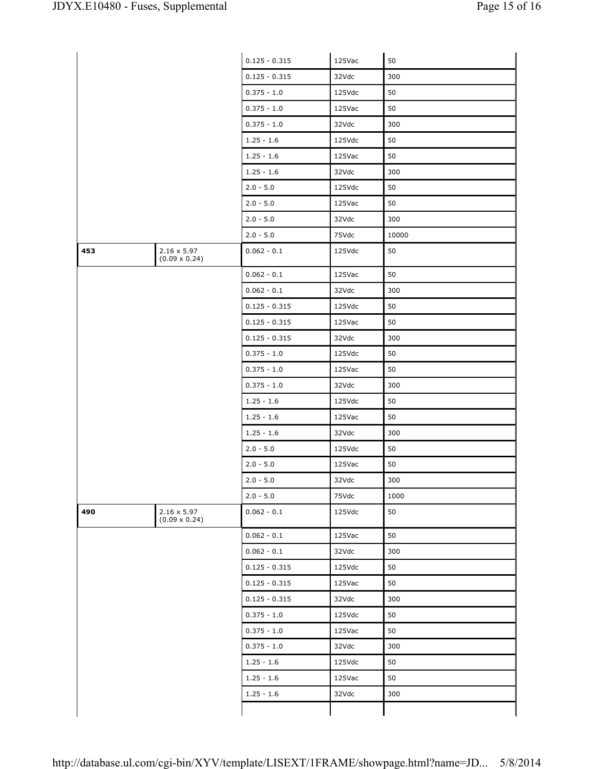|  |  |  |  |  |
|---|---|---|---|---|
|  |  | 0.125 - 0.315 | 125Vac | 50 |
|  |  | 0.125 - 0.315 | 32Vdc | 300 |
|  |  | 0.375 - 1.0 | 125Vdc | 50 |
|  |  | 0.375 - 1.0 | 125Vac | 50 |
|  |  | 0.375 - 1.0 | 32Vdc | 300 |
|  |  | 1.25 - 1.6 | 125Vdc | 50 |
|  |  | 1.25 - 1.6 | 125Vac | 50 |
|  |  | 1.25 - 1.6 | 32Vdc | 300 |
|  |  | 2.0 - 5.0 | 125Vdc | 50 |
|  |  | 2.0 - 5.0 | 125Vac | 50 |
|  |  | 2.0 - 5.0 | 32Vdc | 300 |
|  |  | 2.0 - 5.0 | 75Vdc | 10000 |
| **453** | 2.16 x 5.97 (0.09 x 0.24) | 0.062 - 0.1 | 125Vdc | 50 |
|  |  | 0.062 - 0.1 | 125Vac | 50 |
|  |  | 0.062 - 0.1 | 32Vdc | 300 |
|  |  | 0.125 - 0.315 | 125Vdc | 50 |
|  |  | 0.125 - 0.315 | 125Vac | 50 |
|  |  | 0.125 - 0.315 | 32Vdc | 300 |
|  |  | 0.375 - 1.0 | 125Vdc | 50 |
|  |  | 0.375 - 1.0 | 125Vac | 50 |
|  |  | 0.375 - 1.0 | 32Vdc | 300 |
|  |  | 1.25 - 1.6 | 125Vdc | 50 |
|  |  | 1.25 - 1.6 | 125Vac | 50 |
|  |  | 1.25 - 1.6 | 32Vdc | 300 |
|  |  | 2.0 - 5.0 | 125Vdc | 50 |
|  |  | 2.0 - 5.0 | 125Vac | 50 |
|  |  | 2.0 - 5.0 | 32Vdc | 300 |
|  |  | 2.0 - 5.0 | 75Vdc | 1000 |
| **490** | 2.16 x 5.97 (0.09 x 0.24) | 0.062 - 0.1 | 125Vdc | 50 |
|  |  | 0.062 - 0.1 | 125Vac | 50 |
|  |  | 0.062 - 0.1 | 32Vdc | 300 |
|  |  | 0.125 - 0.315 | 125Vdc | 50 |
|  |  | 0.125 - 0.315 | 125Vac | 50 |
|  |  | 0.125 - 0.315 | 32Vdc | 300 |
|  |  | 0.375 - 1.0 | 125Vdc | 50 |
|  |  | 0.375 - 1.0 | 125Vac | 50 |
|  |  | 0.375 - 1.0 | 32Vdc | 300 |
|  |  | 1.25 - 1.6 | 125Vdc | 50 |
|  |  | 1.25 - 1.6 | 125Vac | 50 |
|  |  | 1.25 - 1.6 | 32Vdc | 300 |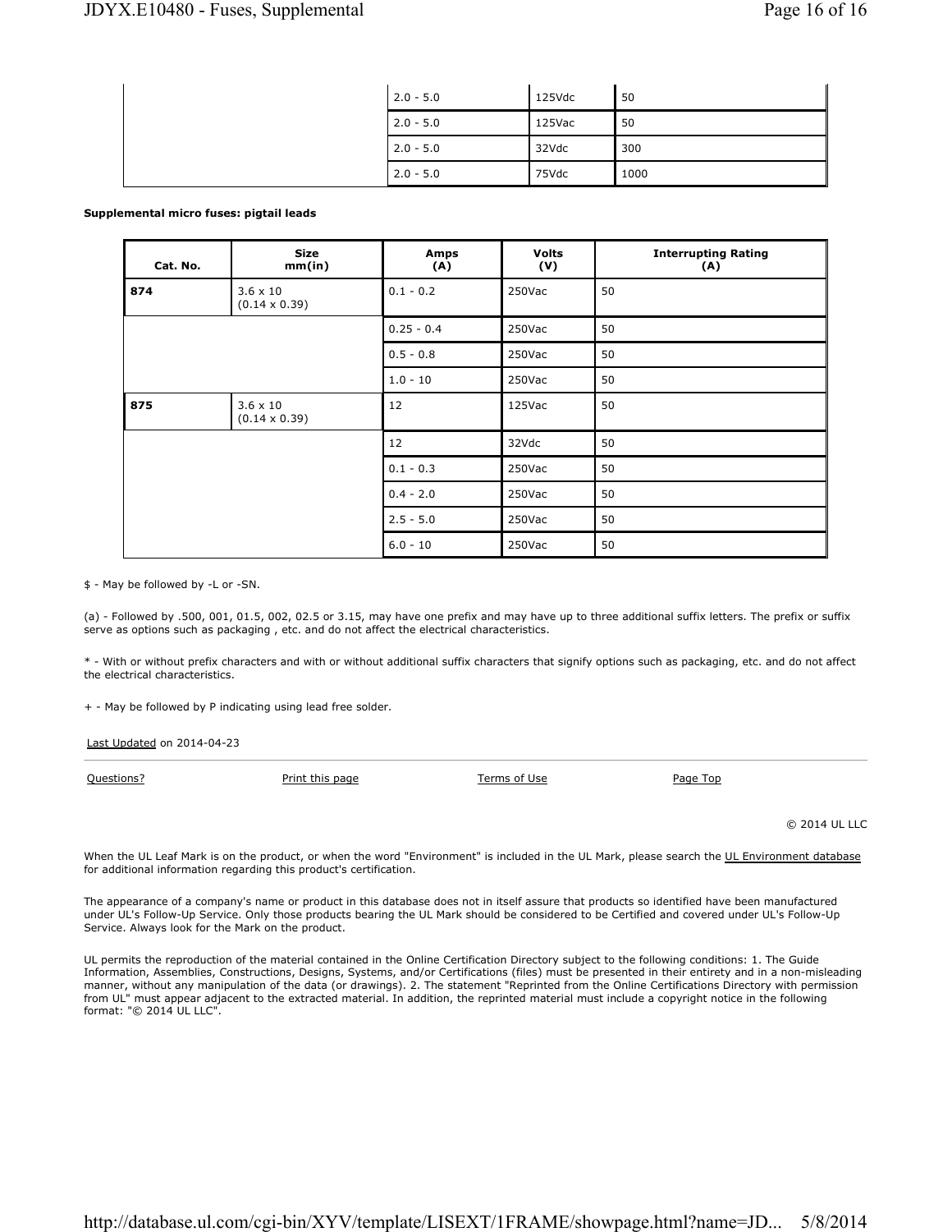| | | | | |
|---|---|---|---|---|
| | | 2.0 - 5.0 | 125Vdc | 50 |
| | | 2.0 - 5.0 | 125Vac | 50 |
| | | 2.0 - 5.0 | 32Vdc | 300 |
| | | 2.0 - 5.0 | 75Vdc | 1000 |

**Supplemental micro fuses: pigtail leads**

| Cat. No. | Size mm(in) | Amps (A) | Volts (V) | Interrupting Rating (A) |
|---|---|---|---|---|
| **874** | 3.6 x 10 (0.14 x 0.39) | 0.1 - 0.2 | 250Vac | 50 |
| | | 0.25 - 0.4 | 250Vac | 50 |
| | | 0.5 - 0.8 | 250Vac | 50 |
| | | 1.0 - 10 | 250Vac | 50 |
| **875** | 3.6 x 10 (0.14 x 0.39) | 12 | 125Vac | 50 |
| | | 12 | 32Vdc | 50 |
| | | 0.1 - 0.3 | 250Vac | 50 |
| | | 0.4 - 2.0 | 250Vac | 50 |
| | | 2.5 - 5.0 | 250Vac | 50 |
| | | 6.0 - 10 | 250Vac | 50 |

$ - May be followed by -L or -SN.

(a) - Followed by .500, 001, 01.5, 002, 02.5 or 3.15, may have one prefix and may have up to three additional suffix letters. The prefix or suffix serve as options such as packaging , etc. and do not affect the electrical characteristics.

* - With or without prefix characters and with or without additional suffix characters that signify options such as packaging, etc. and do not affect the electrical characteristics.

+ - May be followed by P indicating using lead free solder.

Last Updated on 2014-04-23

Questions? Print this page Terms of Use Page Top

© 2014 UL LLC

When the UL Leaf Mark is on the product, or when the word "Environment" is included in the UL Mark, please search the UL Environment database for additional information regarding this product's certification.

The appearance of a company's name or product in this database does not in itself assure that products so identified have been manufactured under UL's Follow-Up Service. Only those products bearing the UL Mark should be considered to be Certified and covered under UL's Follow-Up Service. Always look for the Mark on the product.

UL permits the reproduction of the material contained in the Online Certification Directory subject to the following conditions: 1. The Guide Information, Assemblies, Constructions, Designs, Systems, and/or Certifications (files) must be presented in their entirety and in a non-misleading manner, without any manipulation of the data (or drawings). 2. The statement "Reprinted from the Online Certifications Directory with permission from UL" must appear adjacent to the extracted material. In addition, the reprinted material must include a copyright notice in the following format: "© 2014 UL LLC".